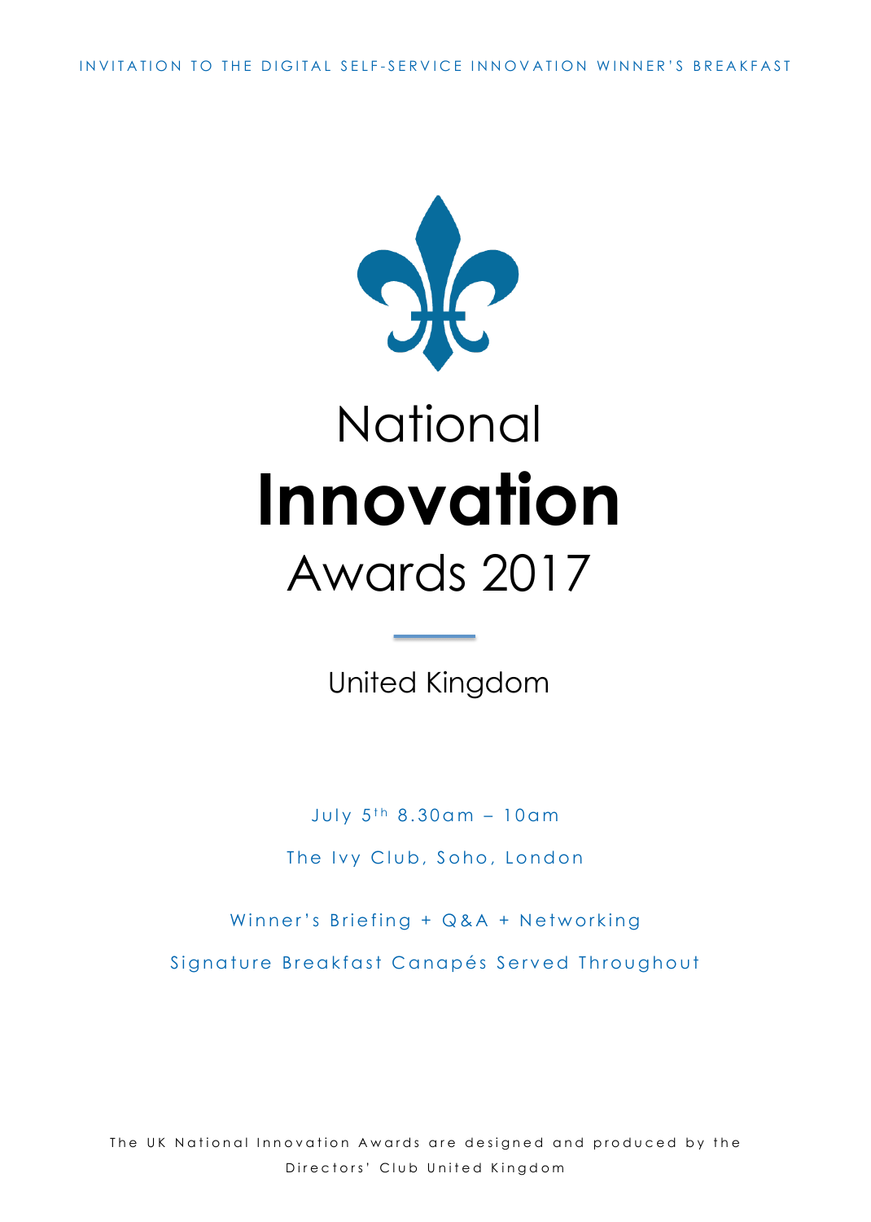INVITATION TO THE DIGITAL SELF-SERVICE INNOVATION WINNER'S BREAKFAST

# National **Innovation** Awards 2017

## United Kingdom

July 5th 8.30am – 10am

The Ivy Club, Soho, London

Winner's Briefing + Q&A + Networking

Signature Breakfast Canapés Served Throughout

The UK National Innovation Awards are designed and produced by the Directors' Club United Kingdom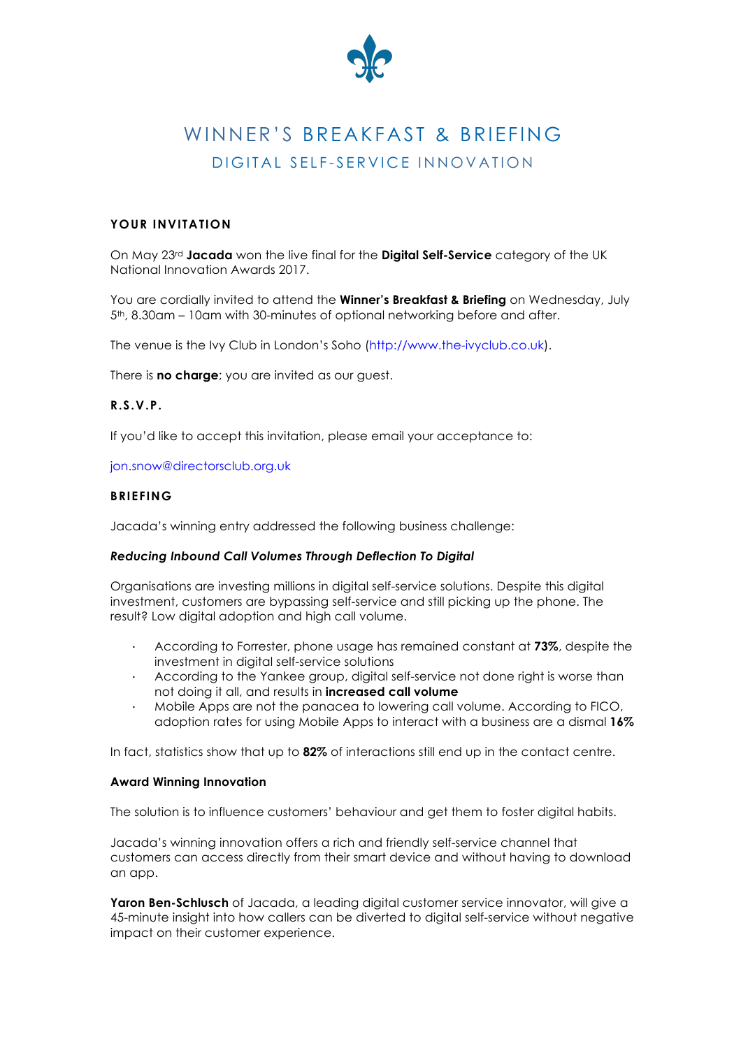# WINNER'S BREAKFAST & BRIEFING

## DIGITAL SELF-SERVICE INNOVATION

### YOUR INVITATION

On May 23rd **Jacada** won the live final for the **Digital Self-Service** category of the UK National Innovation Awards 2017.

You are cordially invited to attend the **Winner's Breakfast & Briefing** on Wednesday, July 5th, 8.30am – 10am with 30-minutes of optional networking before and after.

The venue is the Ivy Club in London's Soho (http://www.the-ivyclub.co.uk).

There is **no charge**; you are invited as our guest.

### R.S.V.P.

If you'd like to accept this invitation, please email your acceptance to:

jon.snow@directorsclub.org.uk

### BRIEFING

Jacada's winning entry addressed the following business challenge:

***Reducing Inbound Call Volumes Through Deflection To Digital***

Organisations are investing millions in digital self-service solutions. Despite this digital investment, customers are bypassing self-service and still picking up the phone. The result? Low digital adoption and high call volume.

- According to Forrester, phone usage has remained constant at **73%**, despite the investment in digital self-service solutions
- According to the Yankee group, digital self-service not done right is worse than not doing it all, and results in **increased call volume**
- Mobile Apps are not the panacea to lowering call volume. According to FICO, adoption rates for using Mobile Apps to interact with a business are a dismal **16%**

In fact, statistics show that up to **82%** of interactions still end up in the contact centre.

**Award Winning Innovation**

The solution is to influence customers' behaviour and get them to foster digital habits.

Jacada's winning innovation offers a rich and friendly self-service channel that customers can access directly from their smart device and without having to download an app.

**Yaron Ben-Schlusch** of Jacada, a leading digital customer service innovator, will give a 45-minute insight into how callers can be diverted to digital self-service without negative impact on their customer experience.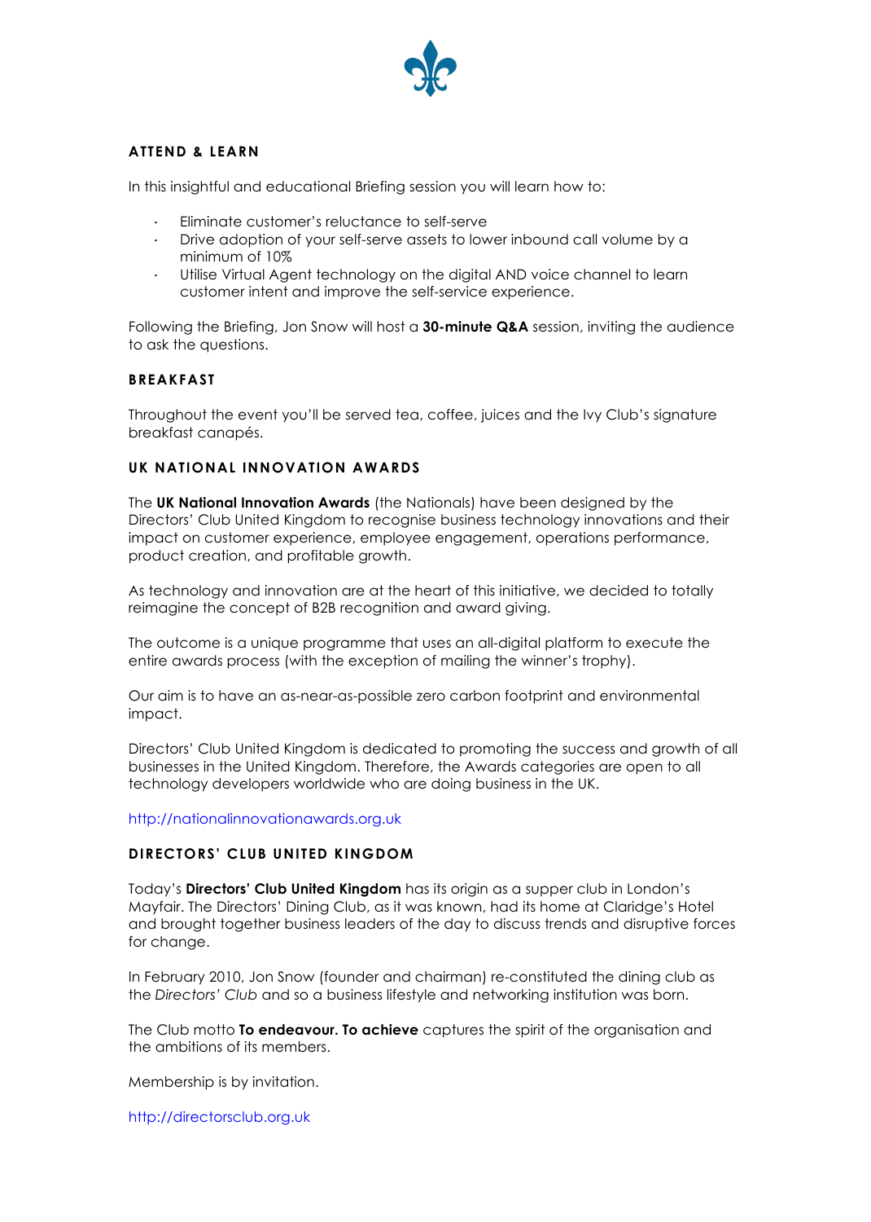## ATTEND & LEARN

In this insightful and educational Briefing session you will learn how to:

- Eliminate customer's reluctance to self-serve
- Drive adoption of your self-serve assets to lower inbound call volume by a minimum of 10%
- Utilise Virtual Agent technology on the digital AND voice channel to learn customer intent and improve the self-service experience.

Following the Briefing, Jon Snow will host a **30-minute Q&A** session, inviting the audience to ask the questions.

## BREAKFAST

Throughout the event you'll be served tea, coffee, juices and the Ivy Club's signature breakfast canapés.

## UK NATIONAL INNOVATION AWARDS

The **UK National Innovation Awards** (the Nationals) have been designed by the Directors' Club United Kingdom to recognise business technology innovations and their impact on customer experience, employee engagement, operations performance, product creation, and profitable growth.

As technology and innovation are at the heart of this initiative, we decided to totally reimagine the concept of B2B recognition and award giving.

The outcome is a unique programme that uses an all-digital platform to execute the entire awards process (with the exception of mailing the winner's trophy).

Our aim is to have an as-near-as-possible zero carbon footprint and environmental impact.

Directors' Club United Kingdom is dedicated to promoting the success and growth of all businesses in the United Kingdom. Therefore, the Awards categories are open to all technology developers worldwide who are doing business in the UK.

http://nationalinnovationawards.org.uk

## DIRECTORS' CLUB UNITED KINGDOM

Today's **Directors' Club United Kingdom** has its origin as a supper club in London's Mayfair. The Directors' Dining Club, as it was known, had its home at Claridge's Hotel and brought together business leaders of the day to discuss trends and disruptive forces for change.

In February 2010, Jon Snow (founder and chairman) re-constituted the dining club as the *Directors' Club* and so a business lifestyle and networking institution was born.

The Club motto **To endeavour. To achieve** captures the spirit of the organisation and the ambitions of its members.

Membership is by invitation.

http://directorsclub.org.uk